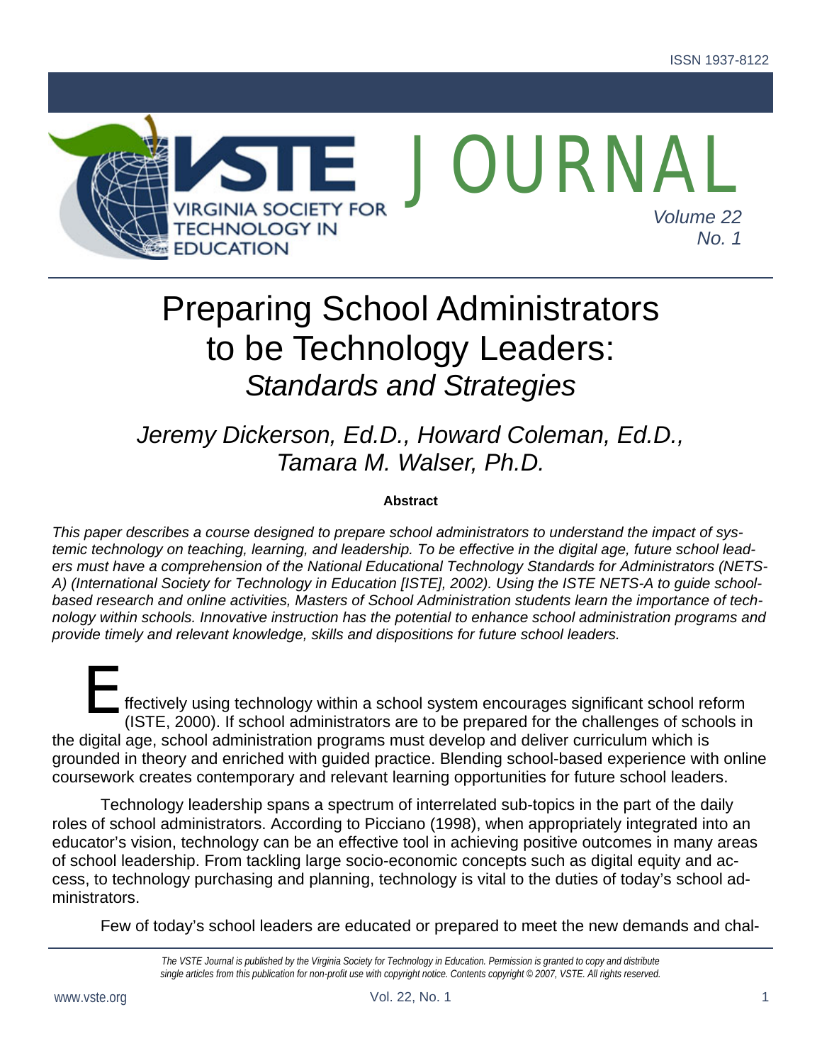# Preparing School Administrators to be Technology Leaders: *Standards and Strategies*

*Jeremy Dickerson, Ed.D., Howard Coleman, Ed.D., Tamara M. Walser, Ph.D.*

**Abstract**

*This paper describes a course designed to prepare school administrators to understand the impact of systemic technology on teaching, learning, and leadership. To be effective in the digital age, future school leaders must have a comprehension of the National Educational Technology Standards for Administrators (NETS-A) (International Society for Technology in Education [ISTE], 2002). Using the ISTE NETS-A to guide school-based research and online activities, Masters of School Administration students learn the importance of technology within schools. Innovative instruction has the potential to enhance school administration programs and provide timely and relevant knowledge, skills and dispositions for future school leaders.*

Effectively using technology within a school system encourages significant school reform (ISTE, 2000). If school administrators are to be prepared for the challenges of schools in the digital age, school administration programs must develop and deliver curriculum which is grounded in theory and enriched with guided practice. Blending school-based experience with online coursework creates contemporary and relevant learning opportunities for future school leaders.

Technology leadership spans a spectrum of interrelated sub-topics in the part of the daily roles of school administrators. According to Picciano (1998), when appropriately integrated into an educator's vision, technology can be an effective tool in achieving positive outcomes in many areas of school leadership. From tackling large socio-economic concepts such as digital equity and access, to technology purchasing and planning, technology is vital to the duties of today's school administrators.

Few of today's school leaders are educated or prepared to meet the new demands and chal-

*The VSTE Journal is published by the Virginia Society for Technology in Education. Permission is granted to copy and distribute single articles from this publication for non-profit use with copyright notice. Contents copyright © 2007, VSTE. All rights reserved.*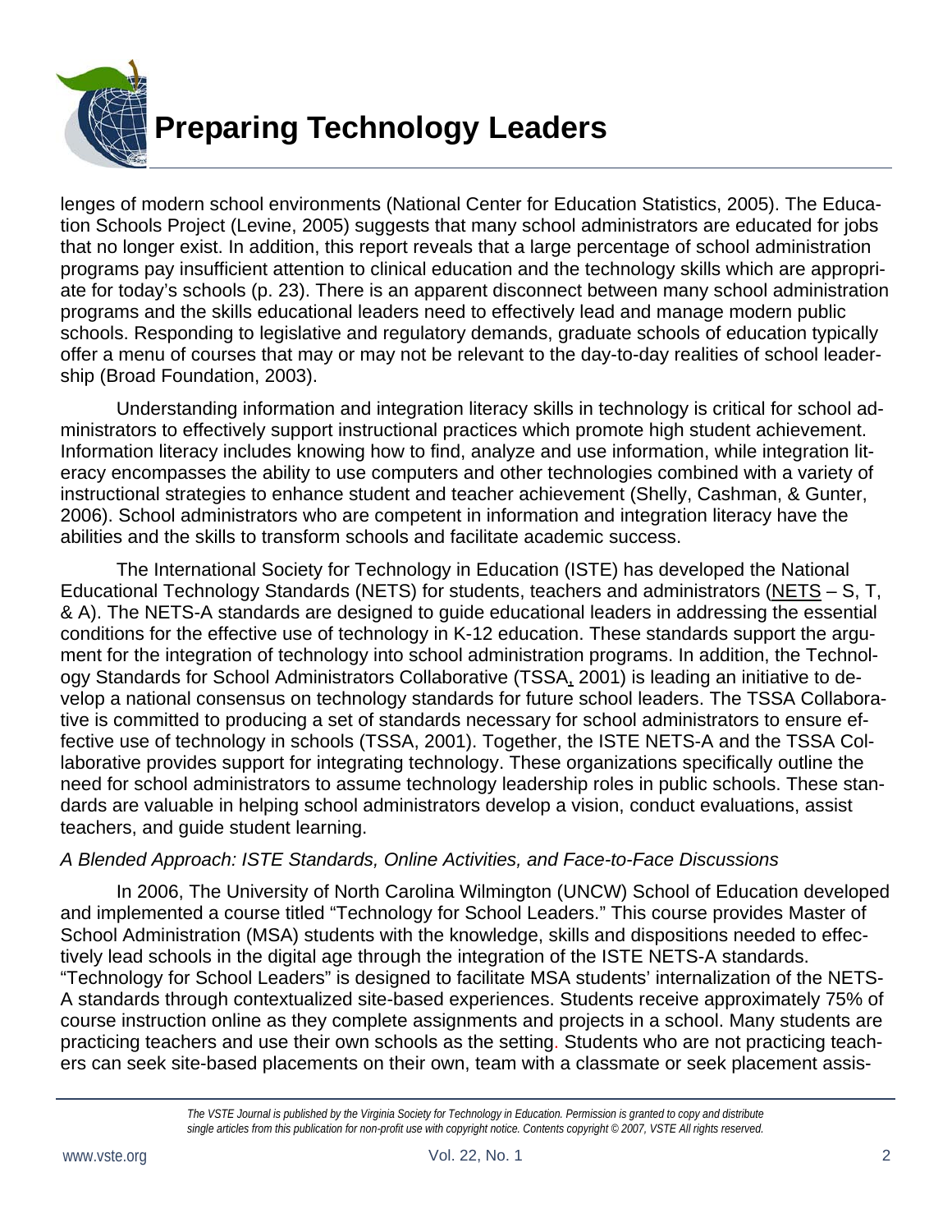lenges of modern school environments (National Center for Education Statistics, 2005). The Education Schools Project (Levine, 2005) suggests that many school administrators are educated for jobs that no longer exist. In addition, this report reveals that a large percentage of school administration programs pay insufficient attention to clinical education and the technology skills which are appropriate for today's schools (p. 23). There is an apparent disconnect between many school administration programs and the skills educational leaders need to effectively lead and manage modern public schools. Responding to legislative and regulatory demands, graduate schools of education typically offer a menu of courses that may or may not be relevant to the day-to-day realities of school leadership (Broad Foundation, 2003).

Understanding information and integration literacy skills in technology is critical for school administrators to effectively support instructional practices which promote high student achievement. Information literacy includes knowing how to find, analyze and use information, while integration literacy encompasses the ability to use computers and other technologies combined with a variety of instructional strategies to enhance student and teacher achievement (Shelly, Cashman, & Gunter, 2006). School administrators who are competent in information and integration literacy have the abilities and the skills to transform schools and facilitate academic success.

The International Society for Technology in Education (ISTE) has developed the National Educational Technology Standards (NETS) for students, teachers and administrators (NETS – S, T, & A). The NETS-A standards are designed to guide educational leaders in addressing the essential conditions for the effective use of technology in K-12 education. These standards support the argument for the integration of technology into school administration programs. In addition, the Technology Standards for School Administrators Collaborative (TSSA, 2001) is leading an initiative to develop a national consensus on technology standards for future school leaders. The TSSA Collaborative is committed to producing a set of standards necessary for school administrators to ensure effective use of technology in schools (TSSA, 2001). Together, the ISTE NETS-A and the TSSA Collaborative provides support for integrating technology. These organizations specifically outline the need for school administrators to assume technology leadership roles in public schools. These standards are valuable in helping school administrators develop a vision, conduct evaluations, assist teachers, and guide student learning.

*A Blended Approach: ISTE Standards, Online Activities, and Face-to-Face Discussions*

In 2006, The University of North Carolina Wilmington (UNCW) School of Education developed and implemented a course titled "Technology for School Leaders." This course provides Master of School Administration (MSA) students with the knowledge, skills and dispositions needed to effectively lead schools in the digital age through the integration of the ISTE NETS-A standards. "Technology for School Leaders" is designed to facilitate MSA students' internalization of the NETS-A standards through contextualized site-based experiences. Students receive approximately 75% of course instruction online as they complete assignments and projects in a school. Many students are practicing teachers and use their own schools as the setting. Students who are not practicing teachers can seek site-based placements on their own, team with a classmate or seek placement assis-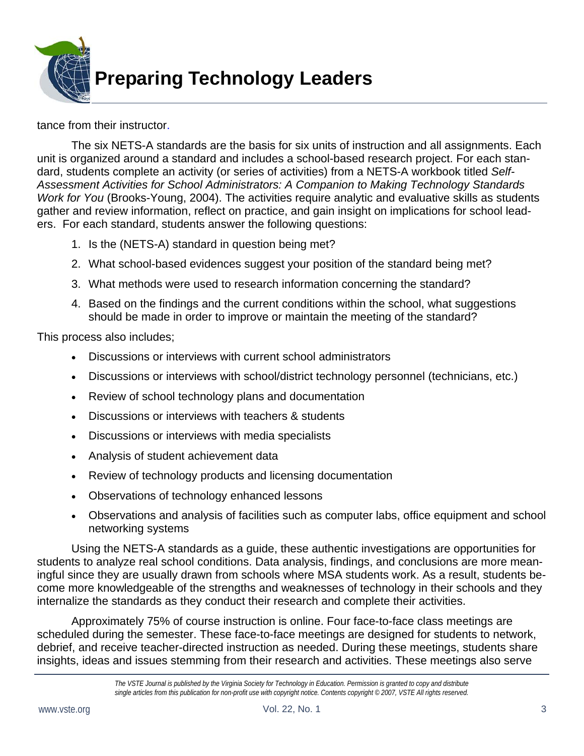tance from their instructor.

The six NETS-A standards are the basis for six units of instruction and all assignments. Each unit is organized around a standard and includes a school-based research project. For each standard, students complete an activity (or series of activities) from a NETS-A workbook titled *Self-Assessment Activities for School Administrators: A Companion to Making Technology Standards Work for You* (Brooks-Young, 2004). The activities require analytic and evaluative skills as students gather and review information, reflect on practice, and gain insight on implications for school leaders. For each standard, students answer the following questions:

1. Is the (NETS-A) standard in question being met?
2. What school-based evidences suggest your position of the standard being met?
3. What methods were used to research information concerning the standard?
4. Based on the findings and the current conditions within the school, what suggestions should be made in order to improve or maintain the meeting of the standard?

This process also includes;

- Discussions or interviews with current school administrators
- Discussions or interviews with school/district technology personnel (technicians, etc.)
- Review of school technology plans and documentation
- Discussions or interviews with teachers & students
- Discussions or interviews with media specialists
- Analysis of student achievement data
- Review of technology products and licensing documentation
- Observations of technology enhanced lessons
- Observations and analysis of facilities such as computer labs, office equipment and school networking systems

Using the NETS-A standards as a guide, these authentic investigations are opportunities for students to analyze real school conditions. Data analysis, findings, and conclusions are more meaningful since they are usually drawn from schools where MSA students work. As a result, students become more knowledgeable of the strengths and weaknesses of technology in their schools and they internalize the standards as they conduct their research and complete their activities.

Approximately 75% of course instruction is online. Four face-to-face class meetings are scheduled during the semester. These face-to-face meetings are designed for students to network, debrief, and receive teacher-directed instruction as needed. During these meetings, students share insights, ideas and issues stemming from their research and activities. These meetings also serve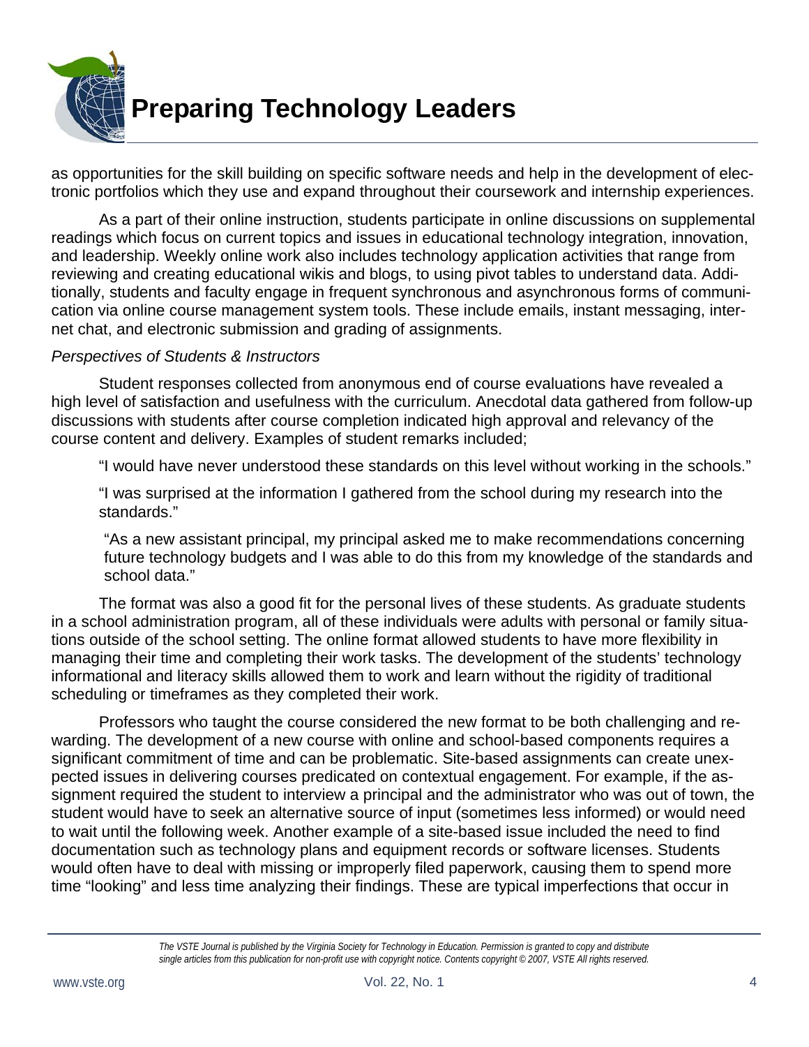as opportunities for the skill building on specific software needs and help in the development of electronic portfolios which they use and expand throughout their coursework and internship experiences.

As a part of their online instruction, students participate in online discussions on supplemental readings which focus on current topics and issues in educational technology integration, innovation, and leadership. Weekly online work also includes technology application activities that range from reviewing and creating educational wikis and blogs, to using pivot tables to understand data. Additionally, students and faculty engage in frequent synchronous and asynchronous forms of communication via online course management system tools. These include emails, instant messaging, internet chat, and electronic submission and grading of assignments.

*Perspectives of Students & Instructors*

Student responses collected from anonymous end of course evaluations have revealed a high level of satisfaction and usefulness with the curriculum. Anecdotal data gathered from follow-up discussions with students after course completion indicated high approval and relevancy of the course content and delivery. Examples of student remarks included;

> "I would have never understood these standards on this level without working in the schools."
>
> "I was surprised at the information I gathered from the school during my research into the standards."
>
> "As a new assistant principal, my principal asked me to make recommendations concerning future technology budgets and I was able to do this from my knowledge of the standards and school data."

The format was also a good fit for the personal lives of these students. As graduate students in a school administration program, all of these individuals were adults with personal or family situations outside of the school setting. The online format allowed students to have more flexibility in managing their time and completing their work tasks. The development of the students' technology informational and literacy skills allowed them to work and learn without the rigidity of traditional scheduling or timeframes as they completed their work.

Professors who taught the course considered the new format to be both challenging and rewarding. The development of a new course with online and school-based components requires a significant commitment of time and can be problematic. Site-based assignments can create unexpected issues in delivering courses predicated on contextual engagement. For example, if the assignment required the student to interview a principal and the administrator who was out of town, the student would have to seek an alternative source of input (sometimes less informed) or would need to wait until the following week. Another example of a site-based issue included the need to find documentation such as technology plans and equipment records or software licenses. Students would often have to deal with missing or improperly filed paperwork, causing them to spend more time "looking" and less time analyzing their findings. These are typical imperfections that occur in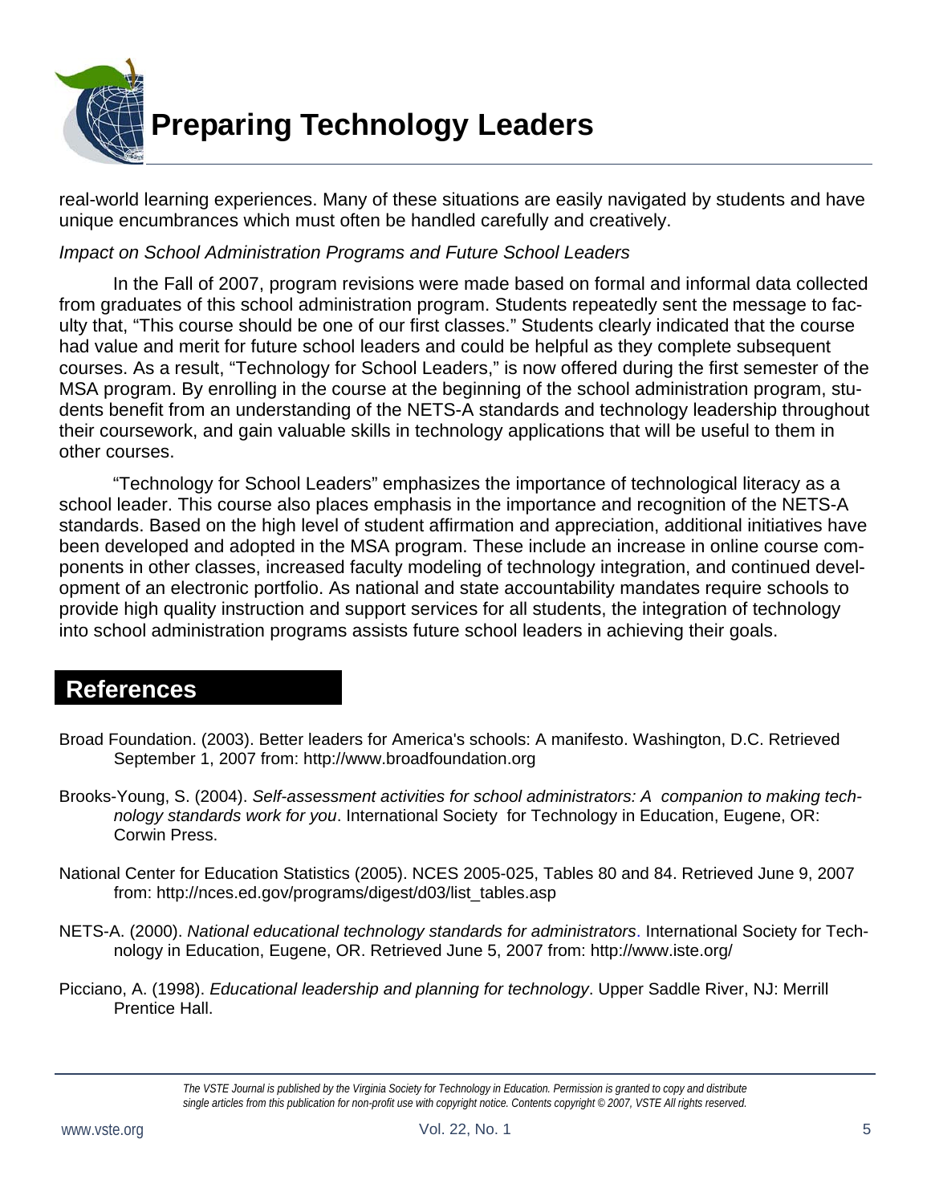real-world learning experiences. Many of these situations are easily navigated by students and have unique encumbrances which must often be handled carefully and creatively.

*Impact on School Administration Programs and Future School Leaders*

In the Fall of 2007, program revisions were made based on formal and informal data collected from graduates of this school administration program. Students repeatedly sent the message to faculty that, “This course should be one of our first classes.” Students clearly indicated that the course had value and merit for future school leaders and could be helpful as they complete subsequent courses. As a result, “Technology for School Leaders,” is now offered during the first semester of the MSA program. By enrolling in the course at the beginning of the school administration program, students benefit from an understanding of the NETS-A standards and technology leadership throughout their coursework, and gain valuable skills in technology applications that will be useful to them in other courses.

“Technology for School Leaders” emphasizes the importance of technological literacy as a school leader. This course also places emphasis in the importance and recognition of the NETS-A standards. Based on the high level of student affirmation and appreciation, additional initiatives have been developed and adopted in the MSA program. These include an increase in online course components in other classes, increased faculty modeling of technology integration, and continued development of an electronic portfolio. As national and state accountability mandates require schools to provide high quality instruction and support services for all students, the integration of technology into school administration programs assists future school leaders in achieving their goals.

## References

Broad Foundation. (2003). Better leaders for America's schools: A manifesto. Washington, D.C. Retrieved September 1, 2007 from: http://www.broadfoundation.org

Brooks-Young, S. (2004). *Self-assessment activities for school administrators: A companion to making technology standards work for you*. International Society for Technology in Education, Eugene, OR: Corwin Press.

National Center for Education Statistics (2005). NCES 2005-025, Tables 80 and 84. Retrieved June 9, 2007 from: http://nces.ed.gov/programs/digest/d03/list_tables.asp

NETS-A. (2000). *National educational technology standards for administrators*. International Society for Technology in Education, Eugene, OR. Retrieved June 5, 2007 from: http://www.iste.org/

Picciano, A. (1998). *Educational leadership and planning for technology*. Upper Saddle River, NJ: Merrill Prentice Hall.

*The VSTE Journal is published by the Virginia Society for Technology in Education. Permission is granted to copy and distribute single articles from this publication for non-profit use with copyright notice. Contents copyright © 2007, VSTE All rights reserved.*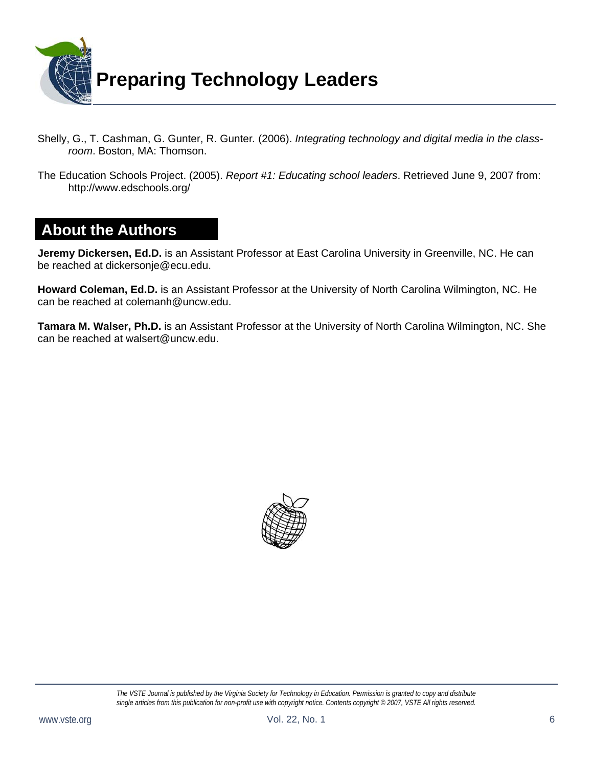Shelly, G., T. Cashman, G. Gunter, R. Gunter. (2006). *Integrating technology and digital media in the classroom*. Boston, MA: Thomson.

The Education Schools Project. (2005). *Report #1: Educating school leaders*. Retrieved June 9, 2007 from: http://www.edschools.org/

## About the Authors

**Jeremy Dickersen, Ed.D.** is an Assistant Professor at East Carolina University in Greenville, NC. He can be reached at dickersonje@ecu.edu.

**Howard Coleman, Ed.D.** is an Assistant Professor at the University of North Carolina Wilmington, NC. He can be reached at colemanh@uncw.edu.

**Tamara M. Walser, Ph.D.** is an Assistant Professor at the University of North Carolina Wilmington, NC. She can be reached at walsert@uncw.edu.

*The VSTE Journal is published by the Virginia Society for Technology in Education. Permission is granted to copy and distribute single articles from this publication for non-profit use with copyright notice. Contents copyright © 2007, VSTE All rights reserved.*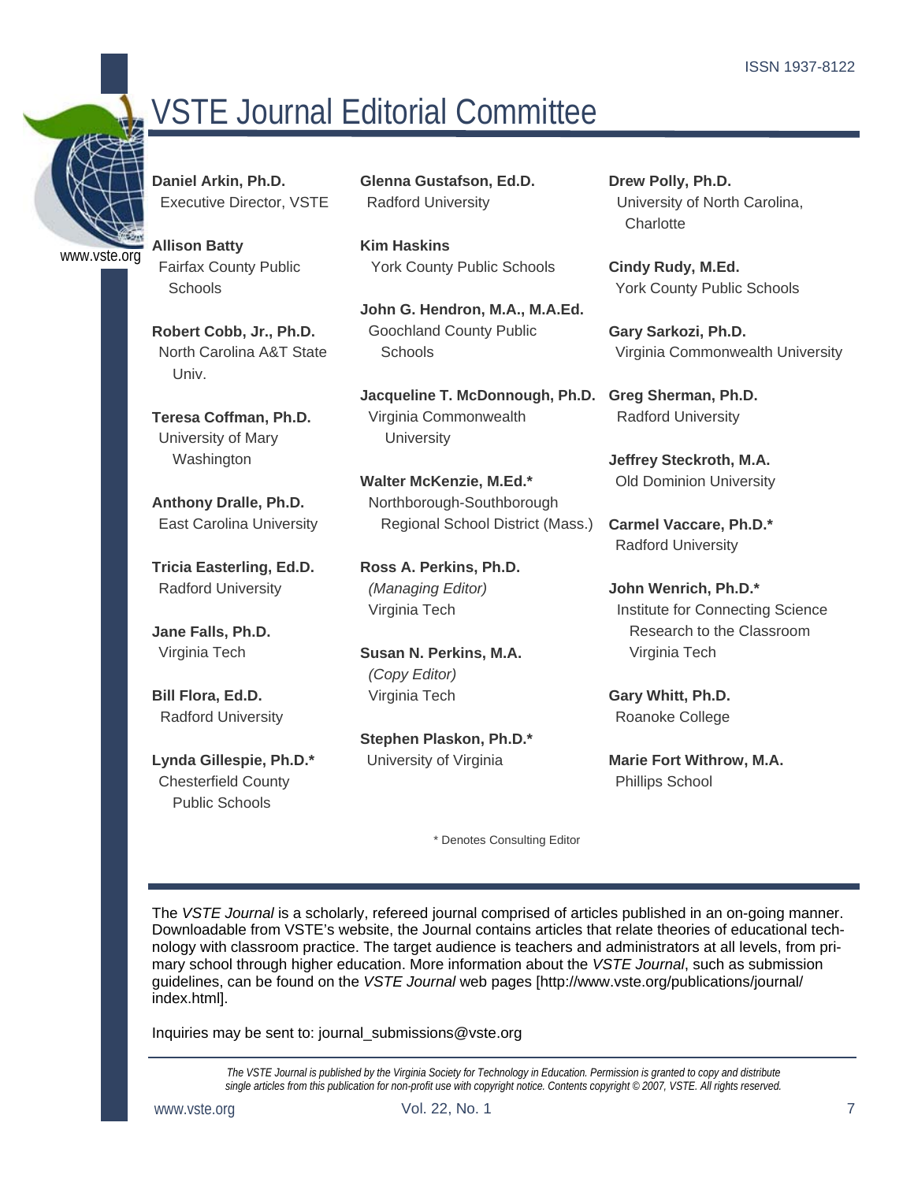ISSN 1937-8122

# VSTE Journal Editorial Committee

**Daniel Arkin, Ph.D.**
Executive Director, VSTE

**Allison Batty**
Fairfax County Public Schools

**Robert Cobb, Jr., Ph.D.**
North Carolina A&T State Univ.

**Teresa Coffman, Ph.D.**
University of Mary Washington

**Anthony Dralle, Ph.D.**
East Carolina University

**Tricia Easterling, Ed.D.**
Radford University

**Jane Falls, Ph.D.**
Virginia Tech

**Bill Flora, Ed.D.**
Radford University

**Lynda Gillespie, Ph.D.***
Chesterfield County Public Schools

**Glenna Gustafson, Ed.D.**
Radford University

**Kim Haskins**
York County Public Schools

**John G. Hendron, M.A., M.A.Ed.**
Goochland County Public Schools

**Jacqueline T. McDonnough, Ph.D.**
Virginia Commonwealth University

**Walter McKenzie, M.Ed.***
Northborough-Southborough Regional School District (Mass.)

**Ross A. Perkins, Ph.D.**
*(Managing Editor)*
Virginia Tech

**Susan N. Perkins, M.A.**
*(Copy Editor)*
Virginia Tech

**Stephen Plaskon, Ph.D.***
University of Virginia

**Drew Polly, Ph.D.**
University of North Carolina, Charlotte

**Cindy Rudy, M.Ed.**
York County Public Schools

**Gary Sarkozi, Ph.D.**
Virginia Commonwealth University

**Greg Sherman, Ph.D.**
Radford University

**Jeffrey Steckroth, M.A.**
Old Dominion University

**Carmel Vaccare, Ph.D.***
Radford University

**John Wenrich, Ph.D.***
Institute for Connecting Science Research to the Classroom
Virginia Tech

**Gary Whitt, Ph.D.**
Roanoke College

**Marie Fort Withrow, M.A.**
Phillips School

\* Denotes Consulting Editor

The *VSTE Journal* is a scholarly, refereed journal comprised of articles published in an on-going manner. Downloadable from VSTE's website, the Journal contains articles that relate theories of educational technology with classroom practice. The target audience is teachers and administrators at all levels, from primary school through higher education. More information about the *VSTE Journal*, such as submission guidelines, can be found on the *VSTE Journal* web pages [http://www.vste.org/publications/journal/index.html].

Inquiries may be sent to: journal_submissions@vste.org

*The VSTE Journal is published by the Virginia Society for Technology in Education. Permission is granted to copy and distribute single articles from this publication for non-profit use with copyright notice. Contents copyright © 2007, VSTE. All rights reserved.*